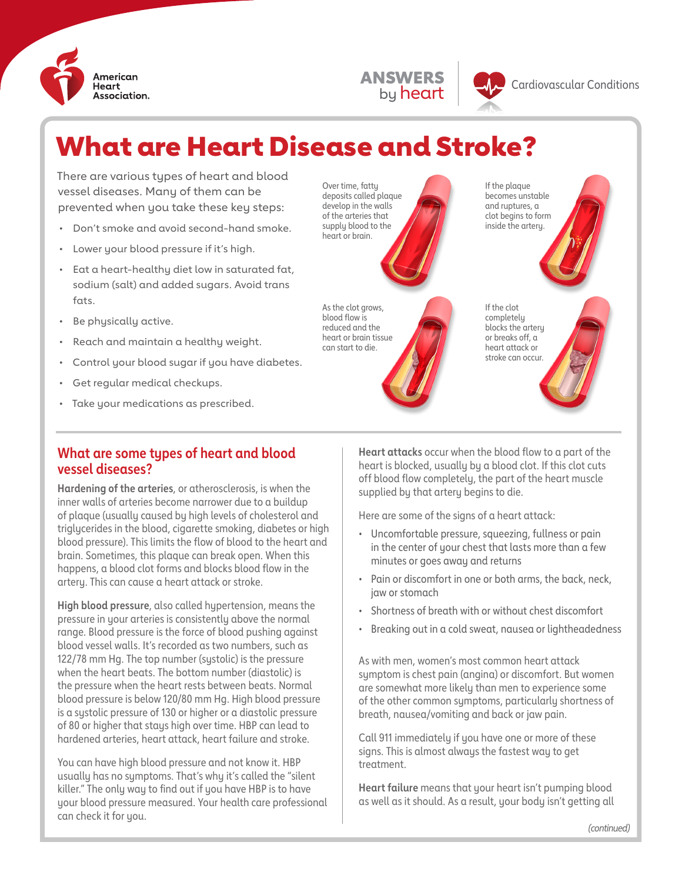# What are Heart Disease and Stroke?

There are various types of heart and blood vessel diseases. Many of them can be prevented when you take these key steps:

- Don't smoke and avoid second-hand smoke.
- Lower your blood pressure if it's high.
- Eat a heart-healthy diet low in saturated fat, sodium (salt) and added sugars. Avoid trans fats.
- Be physically active.
- Reach and maintain a healthy weight.
- Control your blood sugar if you have diabetes.
- Get regular medical checkups.
- Take your medications as prescribed.

Over time, fatty deposits called plaque develop in the walls of the arteries that supply blood to the heart or brain.

If the plaque becomes unstable and ruptures, a clot begins to form inside the artery.

As the clot grows, blood flow is reduced and the heart or brain tissue can start to die.

If the clot completely blocks the artery or breaks off, a heart attack or stroke can occur.

## What are some types of heart and blood vessel diseases?

**Hardening of the arteries**, or atherosclerosis, is when the inner walls of arteries become narrower due to a buildup of plaque (usually caused by high levels of cholesterol and triglycerides in the blood, cigarette smoking, diabetes or high blood pressure). This limits the flow of blood to the heart and brain. Sometimes, this plaque can break open. When this happens, a blood clot forms and blocks blood flow in the artery. This can cause a heart attack or stroke.

**High blood pressure**, also called hypertension, means the pressure in your arteries is consistently above the normal range. Blood pressure is the force of blood pushing against blood vessel walls. It's recorded as two numbers, such as 122/78 mm Hg. The top number (systolic) is the pressure when the heart beats. The bottom number (diastolic) is the pressure when the heart rests between beats. Normal blood pressure is below 120/80 mm Hg. High blood pressure is a systolic pressure of 130 or higher or a diastolic pressure of 80 or higher that stays high over time. HBP can lead to hardened arteries, heart attack, heart failure and stroke.

You can have high blood pressure and not know it. HBP usually has no symptoms. That's why it's called the "silent killer." The only way to find out if you have HBP is to have your blood pressure measured. Your health care professional can check it for you.

**Heart attacks** occur when the blood flow to a part of the heart is blocked, usually by a blood clot. If this clot cuts off blood flow completely, the part of the heart muscle supplied by that artery begins to die.

Here are some of the signs of a heart attack:

- Uncomfortable pressure, squeezing, fullness or pain in the center of your chest that lasts more than a few minutes or goes away and returns
- Pain or discomfort in one or both arms, the back, neck, jaw or stomach
- Shortness of breath with or without chest discomfort
- Breaking out in a cold sweat, nausea or lightheadedness

As with men, women's most common heart attack symptom is chest pain (angina) or discomfort. But women are somewhat more likely than men to experience some of the other common symptoms, particularly shortness of breath, nausea/vomiting and back or jaw pain.

Call 911 immediately if you have one or more of these signs. This is almost always the fastest way to get treatment.

**Heart failure** means that your heart isn't pumping blood as well as it should. As a result, your body isn't getting all

*(continued)*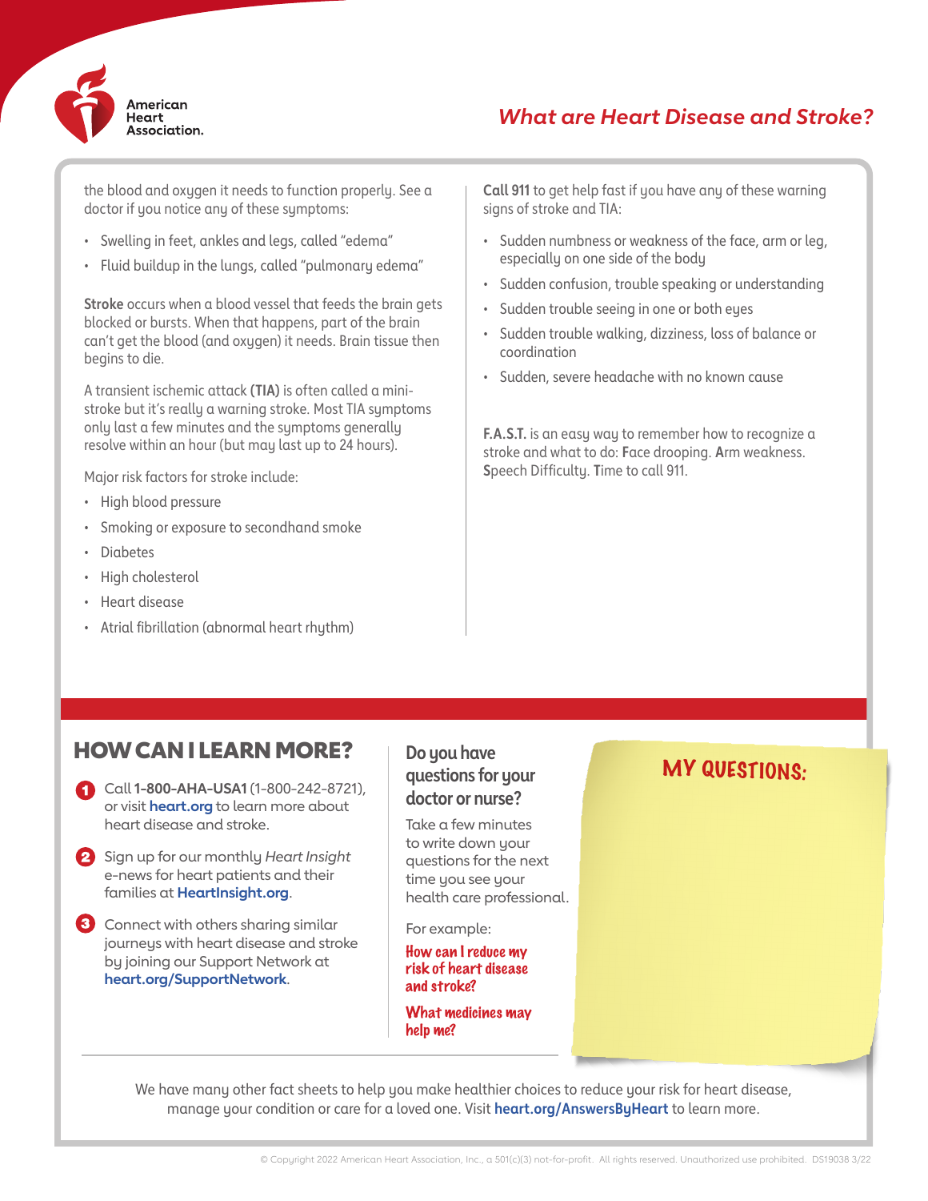the blood and oxygen it needs to function properly. See a doctor if you notice any of these symptoms:

- Swelling in feet, ankles and legs, called "edema"
- Fluid buildup in the lungs, called "pulmonary edema"

**Stroke** occurs when a blood vessel that feeds the brain gets blocked or bursts. When that happens, part of the brain can't get the blood (and oxygen) it needs. Brain tissue then begins to die.

A transient ischemic attack **(TIA)** is often called a mini-stroke but it's really a warning stroke. Most TIA symptoms only last a few minutes and the symptoms generally resolve within an hour (but may last up to 24 hours).

Major risk factors for stroke include:

- High blood pressure
- Smoking or exposure to secondhand smoke
- Diabetes
- High cholesterol
- Heart disease
- Atrial fibrillation (abnormal heart rhythm)

**Call 911** to get help fast if you have any of these warning signs of stroke and TIA:

- Sudden numbness or weakness of the face, arm or leg, especially on one side of the body
- Sudden confusion, trouble speaking or understanding
- Sudden trouble seeing in one or both eyes
- Sudden trouble walking, dizziness, loss of balance or coordination
- Sudden, severe headache with no known cause

**F.A.S.T.** is an easy way to remember how to recognize a stroke and what to do: **F**ace drooping. **A**rm weakness. **S**peech Difficulty. **T**ime to call 911.

## HOW CAN I LEARN MORE?

1. Call **1-800-AHA-USA1** (1-800-242-8721), or visit **heart.org** to learn more about heart disease and stroke.
2. Sign up for our monthly *Heart Insight* e-news for heart patients and their families at **HeartInsight.org**.
3. Connect with others sharing similar journeys with heart disease and stroke by joining our Support Network at **heart.org/SupportNetwork**.

### Do you have questions for your doctor or nurse?

Take a few minutes to write down your questions for the next time you see your health care professional.

For example:

How can I reduce my risk of heart disease and stroke?

What medicines may help me?

### MY QUESTIONS:

We have many other fact sheets to help you make healthier choices to reduce your risk for heart disease, manage your condition or care for a loved one. Visit **heart.org/AnswersByHeart** to learn more.

© Copyright 2022 American Heart Association, Inc., a 501(c)(3) not-for-profit. All rights reserved. Unauthorized use prohibited. DS19038 3/22